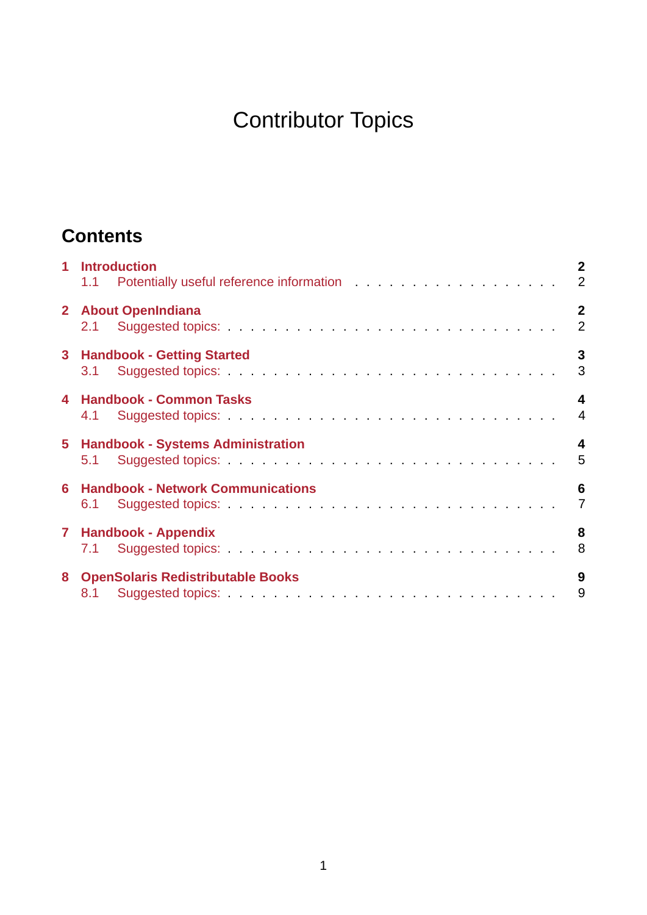# Contributor Topics

## Contents

- **1 Introduction** — **2**
  - 1.1 Potentially useful reference information — 2
- **2 About OpenIndiana** — **2**
  - 2.1 Suggested topics: — 2
- **3 Handbook - Getting Started** — **3**
  - 3.1 Suggested topics: — 3
- **4 Handbook - Common Tasks** — **4**
  - 4.1 Suggested topics: — 4
- **5 Handbook - Systems Administration** — **4**
  - 5.1 Suggested topics: — 5
- **6 Handbook - Network Communications** — **6**
  - 6.1 Suggested topics: — 7
- **7 Handbook - Appendix** — **8**
  - 7.1 Suggested topics: — 8
- **8 OpenSolaris Redistributable Books** — **9**
  - 8.1 Suggested topics: — 9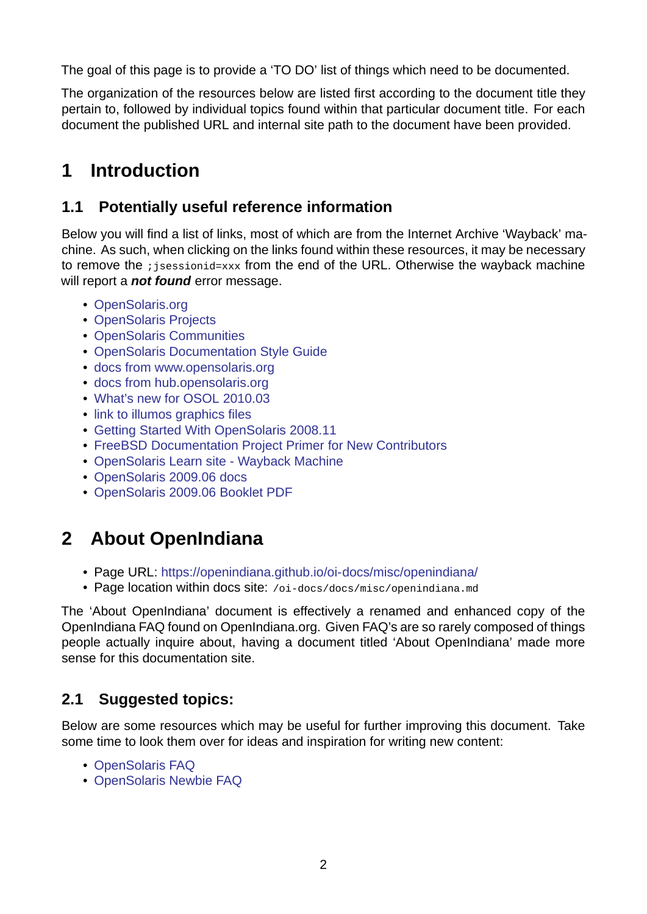The goal of this page is to provide a 'TO DO' list of things which need to be documented.

The organization of the resources below are listed first according to the document title they pertain to, followed by individual topics found within that particular document title. For each document the published URL and internal site path to the document have been provided.

# 1 Introduction

## 1.1 Potentially useful reference information

Below you will find a list of links, most of which are from the Internet Archive 'Wayback' machine. As such, when clicking on the links found within these resources, it may be necessary to remove the `;jsessionid=xxx` from the end of the URL. Otherwise the wayback machine will report a ***not found*** error message.

- OpenSolaris.org
- OpenSolaris Projects
- OpenSolaris Communities
- OpenSolaris Documentation Style Guide
- docs from www.opensolaris.org
- docs from hub.opensolaris.org
- What's new for OSOL 2010.03
- link to illumos graphics files
- Getting Started With OpenSolaris 2008.11
- FreeBSD Documentation Project Primer for New Contributors
- OpenSolaris Learn site - Wayback Machine
- OpenSolaris 2009.06 docs
- OpenSolaris 2009.06 Booklet PDF

# 2 About OpenIndiana

- Page URL: https://openindiana.github.io/oi-docs/misc/openindiana/
- Page location within docs site: `/oi-docs/docs/misc/openindiana.md`

The 'About OpenIndiana' document is effectively a renamed and enhanced copy of the OpenIndiana FAQ found on OpenIndiana.org. Given FAQ's are so rarely composed of things people actually inquire about, having a document titled 'About OpenIndiana' made more sense for this documentation site.

## 2.1 Suggested topics:

Below are some resources which may be useful for further improving this document. Take some time to look them over for ideas and inspiration for writing new content:

- OpenSolaris FAQ
- OpenSolaris Newbie FAQ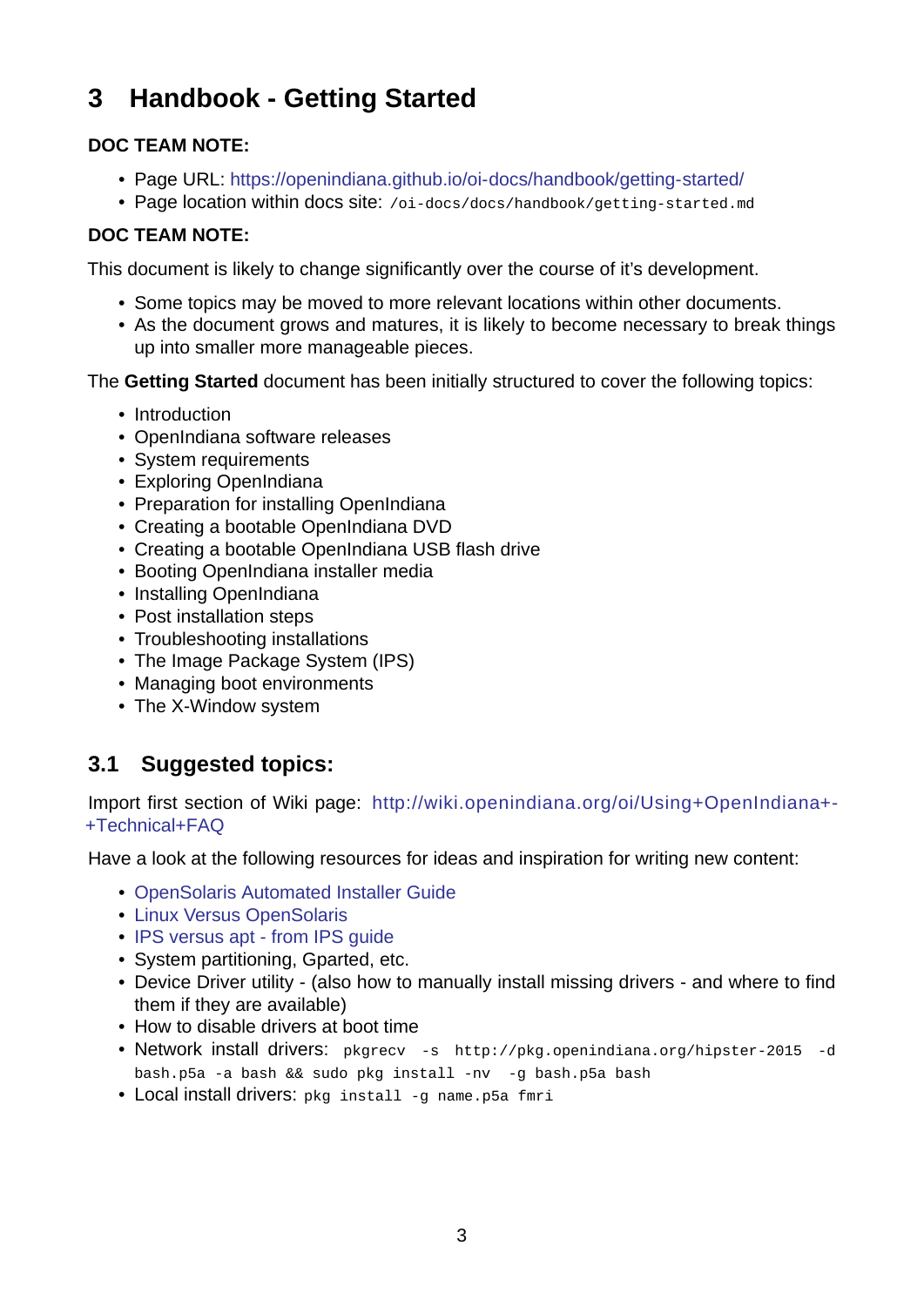# 3 Handbook - Getting Started

**DOC TEAM NOTE:**

- Page URL: https://openindiana.github.io/oi-docs/handbook/getting-started/
- Page location within docs site: `/oi-docs/docs/handbook/getting-started.md`

**DOC TEAM NOTE:**

This document is likely to change significantly over the course of it's development.

- Some topics may be moved to more relevant locations within other documents.
- As the document grows and matures, it is likely to become necessary to break things up into smaller more manageable pieces.

The **Getting Started** document has been initially structured to cover the following topics:

- Introduction
- OpenIndiana software releases
- System requirements
- Exploring OpenIndiana
- Preparation for installing OpenIndiana
- Creating a bootable OpenIndiana DVD
- Creating a bootable OpenIndiana USB flash drive
- Booting OpenIndiana installer media
- Installing OpenIndiana
- Post installation steps
- Troubleshooting installations
- The Image Package System (IPS)
- Managing boot environments
- The X-Window system

## 3.1 Suggested topics:

Import first section of Wiki page: http://wiki.openindiana.org/oi/Using+OpenIndiana+-+Technical+FAQ

Have a look at the following resources for ideas and inspiration for writing new content:

- OpenSolaris Automated Installer Guide
- Linux Versus OpenSolaris
- IPS versus apt - from IPS guide
- System partitioning, Gparted, etc.
- Device Driver utility - (also how to manually install missing drivers - and where to find them if they are available)
- How to disable drivers at boot time
- Network install drivers: `pkgrecv -s http://pkg.openindiana.org/hipster-2015 -d bash.p5a -a bash && sudo pkg install -nv -g bash.p5a bash`
- Local install drivers: `pkg install -g name.p5a fmri`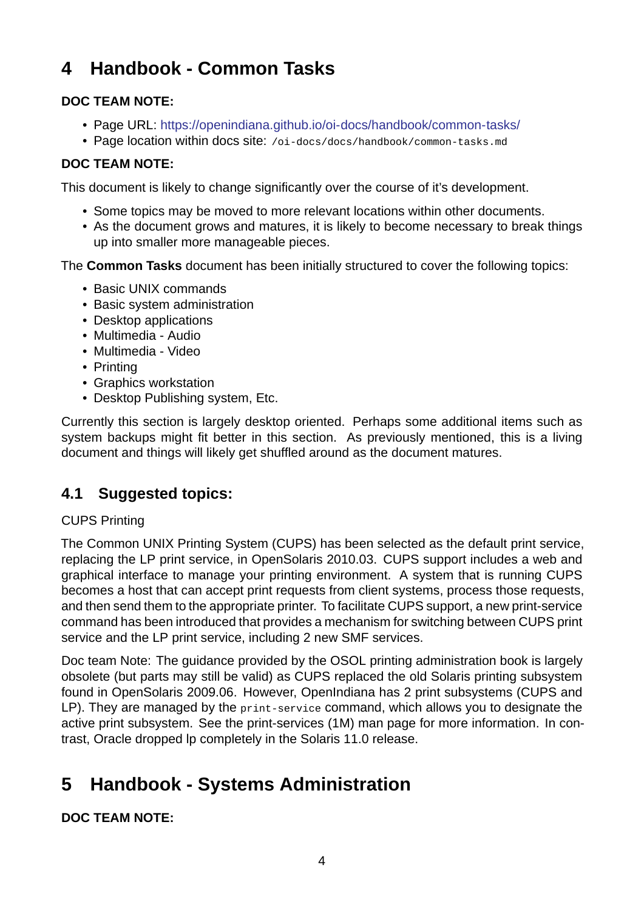# 4 Handbook - Common Tasks

**DOC TEAM NOTE:**

- Page URL: https://openindiana.github.io/oi-docs/handbook/common-tasks/
- Page location within docs site: `/oi-docs/docs/handbook/common-tasks.md`

**DOC TEAM NOTE:**

This document is likely to change significantly over the course of it's development.

- Some topics may be moved to more relevant locations within other documents.
- As the document grows and matures, it is likely to become necessary to break things up into smaller more manageable pieces.

The **Common Tasks** document has been initially structured to cover the following topics:

- Basic UNIX commands
- Basic system administration
- Desktop applications
- Multimedia - Audio
- Multimedia - Video
- Printing
- Graphics workstation
- Desktop Publishing system, Etc.

Currently this section is largely desktop oriented. Perhaps some additional items such as system backups might fit better in this section. As previously mentioned, this is a living document and things will likely get shuffled around as the document matures.

## 4.1 Suggested topics:

CUPS Printing

The Common UNIX Printing System (CUPS) has been selected as the default print service, replacing the LP print service, in OpenSolaris 2010.03. CUPS support includes a web and graphical interface to manage your printing environment. A system that is running CUPS becomes a host that can accept print requests from client systems, process those requests, and then send them to the appropriate printer. To facilitate CUPS support, a new print-service command has been introduced that provides a mechanism for switching between CUPS print service and the LP print service, including 2 new SMF services.

Doc team Note: The guidance provided by the OSOL printing administration book is largely obsolete (but parts may still be valid) as CUPS replaced the old Solaris printing subsystem found in OpenSolaris 2009.06. However, OpenIndiana has 2 print subsystems (CUPS and LP). They are managed by the `print-service` command, which allows you to designate the active print subsystem. See the print-services (1M) man page for more information. In contrast, Oracle dropped lp completely in the Solaris 11.0 release.

# 5 Handbook - Systems Administration

**DOC TEAM NOTE:**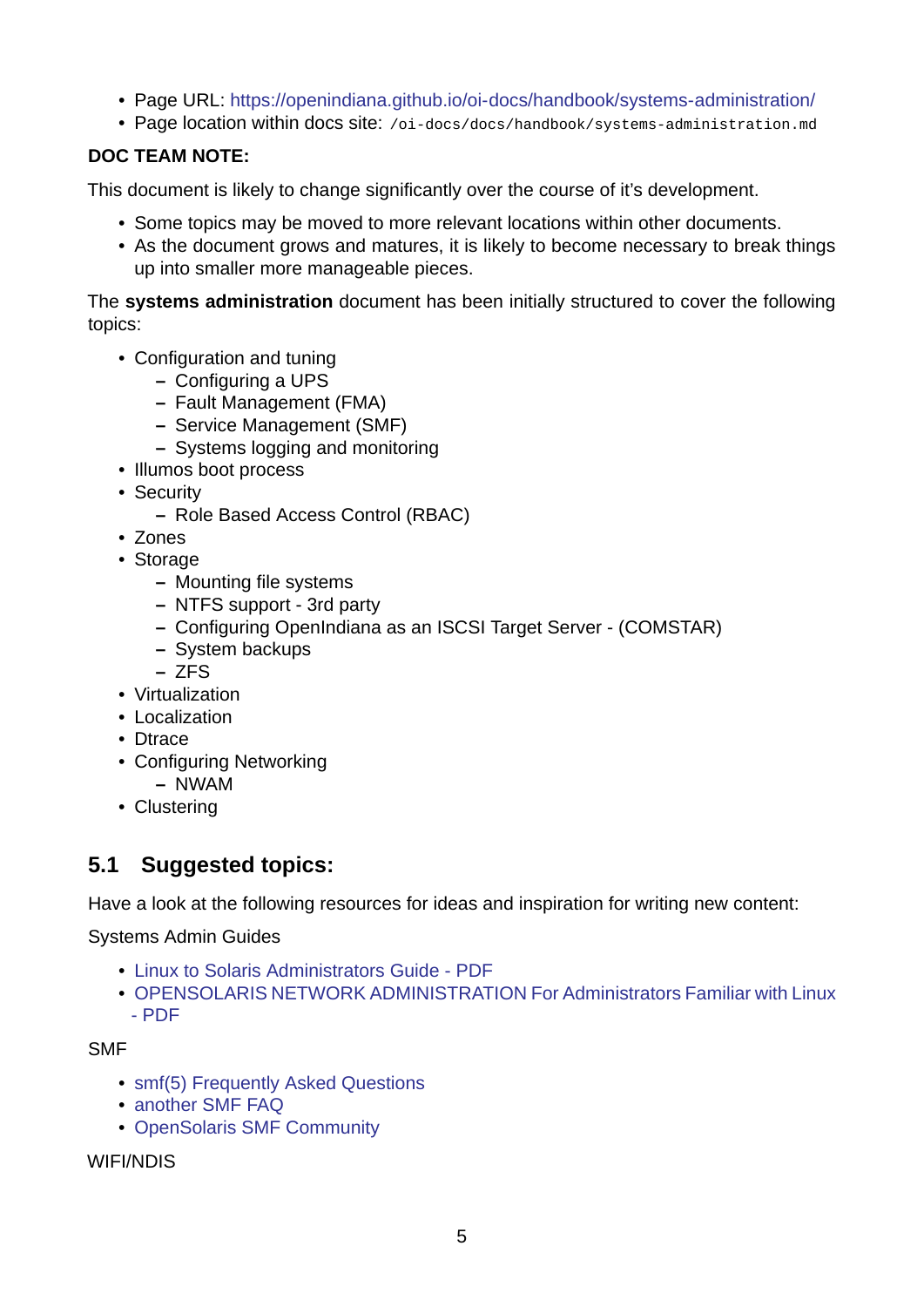- Page URL: https://openindiana.github.io/oi-docs/handbook/systems-administration/
- Page location within docs site: `/oi-docs/docs/handbook/systems-administration.md`

**DOC TEAM NOTE:**

This document is likely to change significantly over the course of it's development.

- Some topics may be moved to more relevant locations within other documents.
- As the document grows and matures, it is likely to become necessary to break things up into smaller more manageable pieces.

The **systems administration** document has been initially structured to cover the following topics:

- Configuration and tuning
  - Configuring a UPS
  - Fault Management (FMA)
  - Service Management (SMF)
  - Systems logging and monitoring
- Illumos boot process
- Security
  - Role Based Access Control (RBAC)
- Zones
- Storage
  - Mounting file systems
  - NTFS support - 3rd party
  - Configuring OpenIndiana as an ISCSI Target Server - (COMSTAR)
  - System backups
  - ZFS
- Virtualization
- Localization
- Dtrace
- Configuring Networking
  - NWAM
- Clustering

## 5.1 Suggested topics:

Have a look at the following resources for ideas and inspiration for writing new content:

Systems Admin Guides

- Linux to Solaris Administrators Guide - PDF
- OPENSOLARIS NETWORK ADMINISTRATION For Administrators Familiar with Linux - PDF

SMF

- smf(5) Frequently Asked Questions
- another SMF FAQ
- OpenSolaris SMF Community

WIFI/NDIS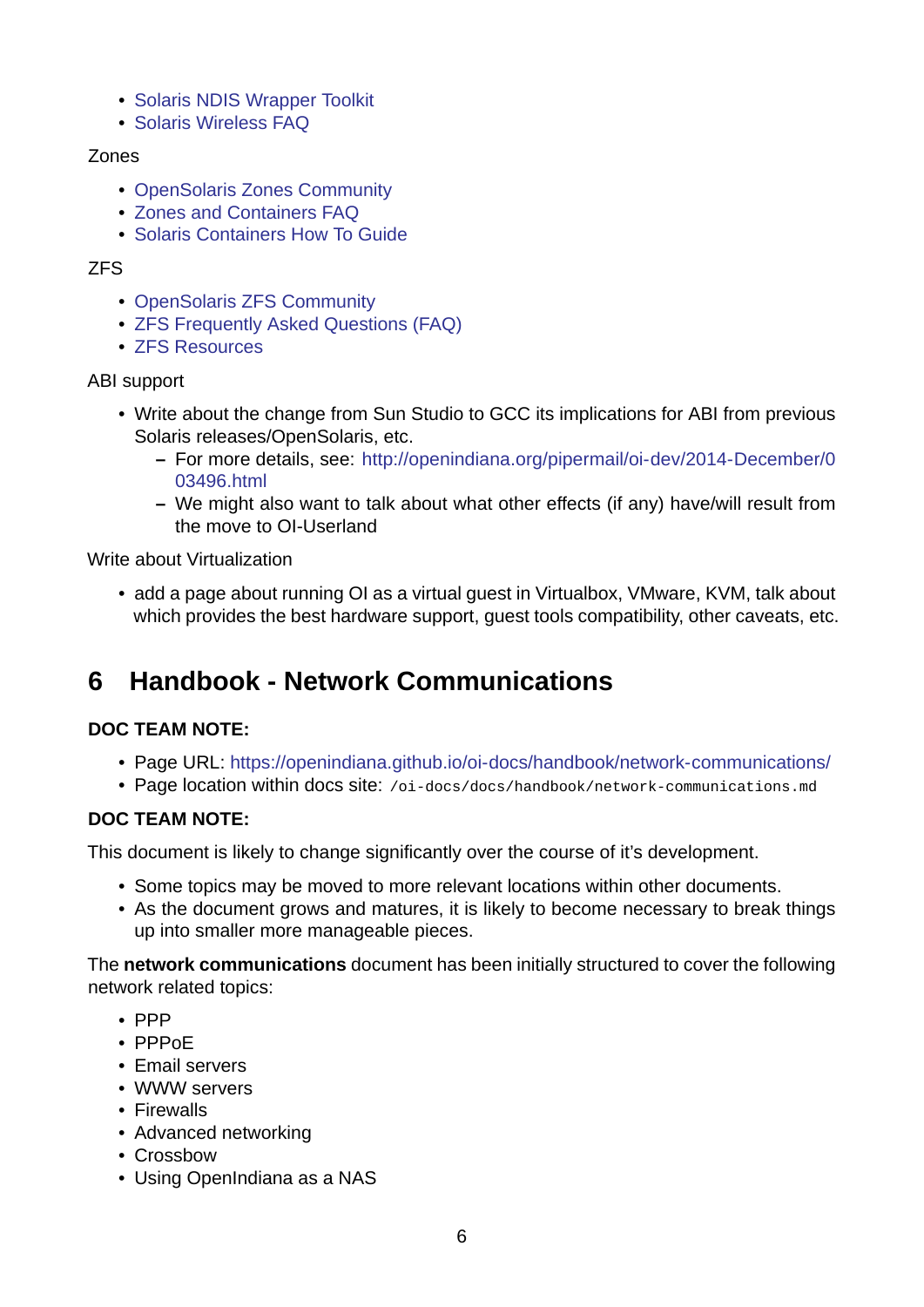- Solaris NDIS Wrapper Toolkit
- Solaris Wireless FAQ

Zones

- OpenSolaris Zones Community
- Zones and Containers FAQ
- Solaris Containers How To Guide

ZFS

- OpenSolaris ZFS Community
- ZFS Frequently Asked Questions (FAQ)
- ZFS Resources

ABI support

- Write about the change from Sun Studio to GCC its implications for ABI from previous Solaris releases/OpenSolaris, etc.
  - For more details, see: http://openindiana.org/pipermail/oi-dev/2014-December/003496.html
  - We might also want to talk about what other effects (if any) have/will result from the move to OI-Userland

Write about Virtualization

- add a page about running OI as a virtual guest in Virtualbox, VMware, KVM, talk about which provides the best hardware support, guest tools compatibility, other caveats, etc.

# 6 Handbook - Network Communications

**DOC TEAM NOTE:**

- Page URL: https://openindiana.github.io/oi-docs/handbook/network-communications/
- Page location within docs site: `/oi-docs/docs/handbook/network-communications.md`

**DOC TEAM NOTE:**

This document is likely to change significantly over the course of it's development.

- Some topics may be moved to more relevant locations within other documents.
- As the document grows and matures, it is likely to become necessary to break things up into smaller more manageable pieces.

The **network communications** document has been initially structured to cover the following network related topics:

- PPP
- PPPoE
- Email servers
- WWW servers
- Firewalls
- Advanced networking
- Crossbow
- Using OpenIndiana as a NAS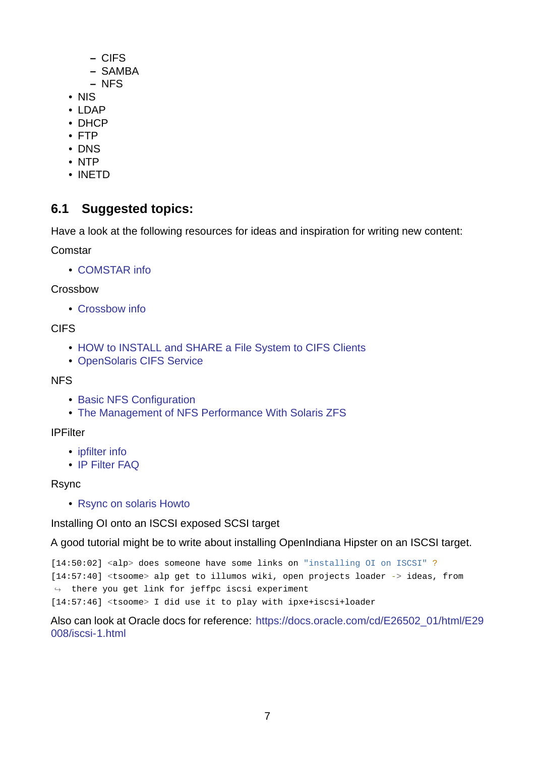- CIFS
  - SAMBA
  - NFS
- NIS
- LDAP
- DHCP
- FTP
- DNS
- NTP
- INETD

## 6.1 Suggested topics:

Have a look at the following resources for ideas and inspiration for writing new content:

Comstar

- COMSTAR info

Crossbow

- Crossbow info

CIFS

- HOW to INSTALL and SHARE a File System to CIFS Clients
- OpenSolaris CIFS Service

NFS

- Basic NFS Configuration
- The Management of NFS Performance With Solaris ZFS

IPFilter

- ipfilter info
- IP Filter FAQ

Rsync

- Rsync on solaris Howto

Installing OI onto an ISCSI exposed SCSI target

A good tutorial might be to write about installing OpenIndiana Hipster on an ISCSI target.

```
[14:50:02] <alp> does someone have some links on "installing OI on ISCSI" ?
[14:57:40] <tsoome> alp get to illumos wiki, open projects loader -> ideas, from
↪  there you get link for jeffpc iscsi experiment
[14:57:46] <tsoome> I did use it to play with ipxe+iscsi+loader
```

Also can look at Oracle docs for reference: https://docs.oracle.com/cd/E26502_01/html/E29008/iscsi-1.html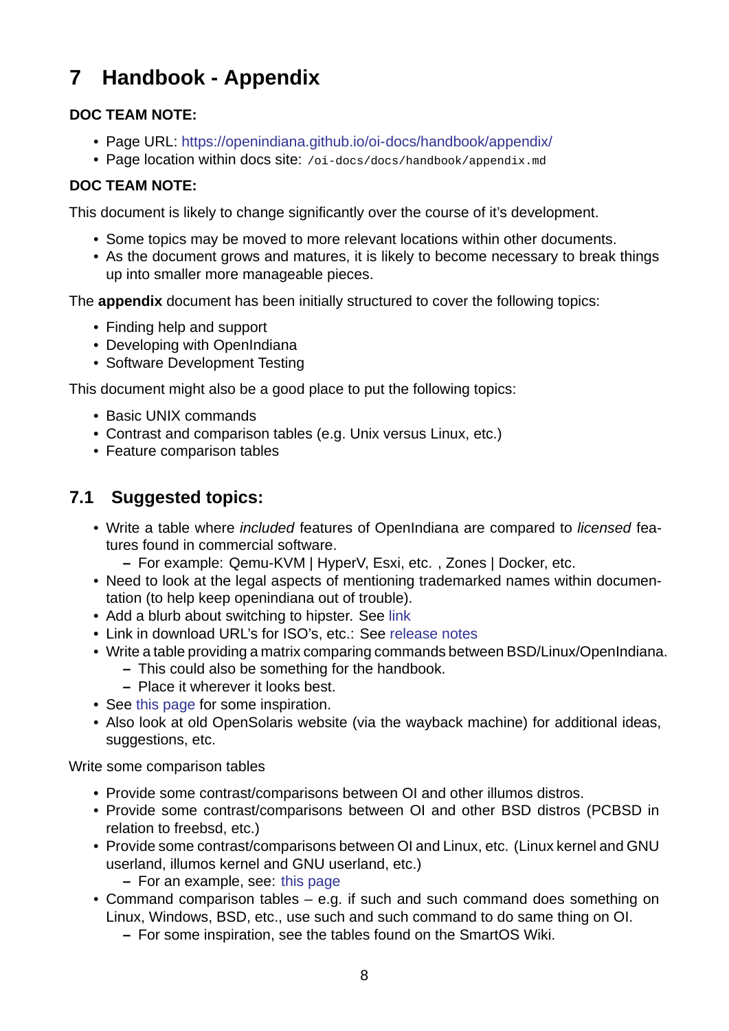# 7 Handbook - Appendix

**DOC TEAM NOTE:**

- Page URL: [https://openindiana.github.io/oi-docs/handbook/appendix/](https://openindiana.github.io/oi-docs/handbook/appendix/)
- Page location within docs site: `/oi-docs/docs/handbook/appendix.md`

**DOC TEAM NOTE:**

This document is likely to change significantly over the course of it's development.

- Some topics may be moved to more relevant locations within other documents.
- As the document grows and matures, it is likely to become necessary to break things up into smaller more manageable pieces.

The **appendix** document has been initially structured to cover the following topics:

- Finding help and support
- Developing with OpenIndiana
- Software Development Testing

This document might also be a good place to put the following topics:

- Basic UNIX commands
- Contrast and comparison tables (e.g. Unix versus Linux, etc.)
- Feature comparison tables

## 7.1 Suggested topics:

- Write a table where *included* features of OpenIndiana are compared to *licensed* features found in commercial software.
  - For example: Qemu-KVM | HyperV, Esxi, etc. , Zones | Docker, etc.
- Need to look at the legal aspects of mentioning trademarked names within documentation (to help keep openindiana out of trouble).
- Add a blurb about switching to hipster. See link
- Link in download URL's for ISO's, etc.: See release notes
- Write a table providing a matrix comparing commands between BSD/Linux/OpenIndiana.
  - This could also be something for the handbook.
  - Place it wherever it looks best.
- See this page for some inspiration.
- Also look at old OpenSolaris website (via the wayback machine) for additional ideas, suggestions, etc.

Write some comparison tables

- Provide some contrast/comparisons between OI and other illumos distros.
- Provide some contrast/comparisons between OI and other BSD distros (PCBSD in relation to freebsd, etc.)
- Provide some contrast/comparisons between OI and Linux, etc. (Linux kernel and GNU userland, illumos kernel and GNU userland, etc.)
  - For an example, see: this page
- Command comparison tables – e.g. if such and such command does something on Linux, Windows, BSD, etc., use such and such command to do same thing on OI.
  - For some inspiration, see the tables found on the SmartOS Wiki.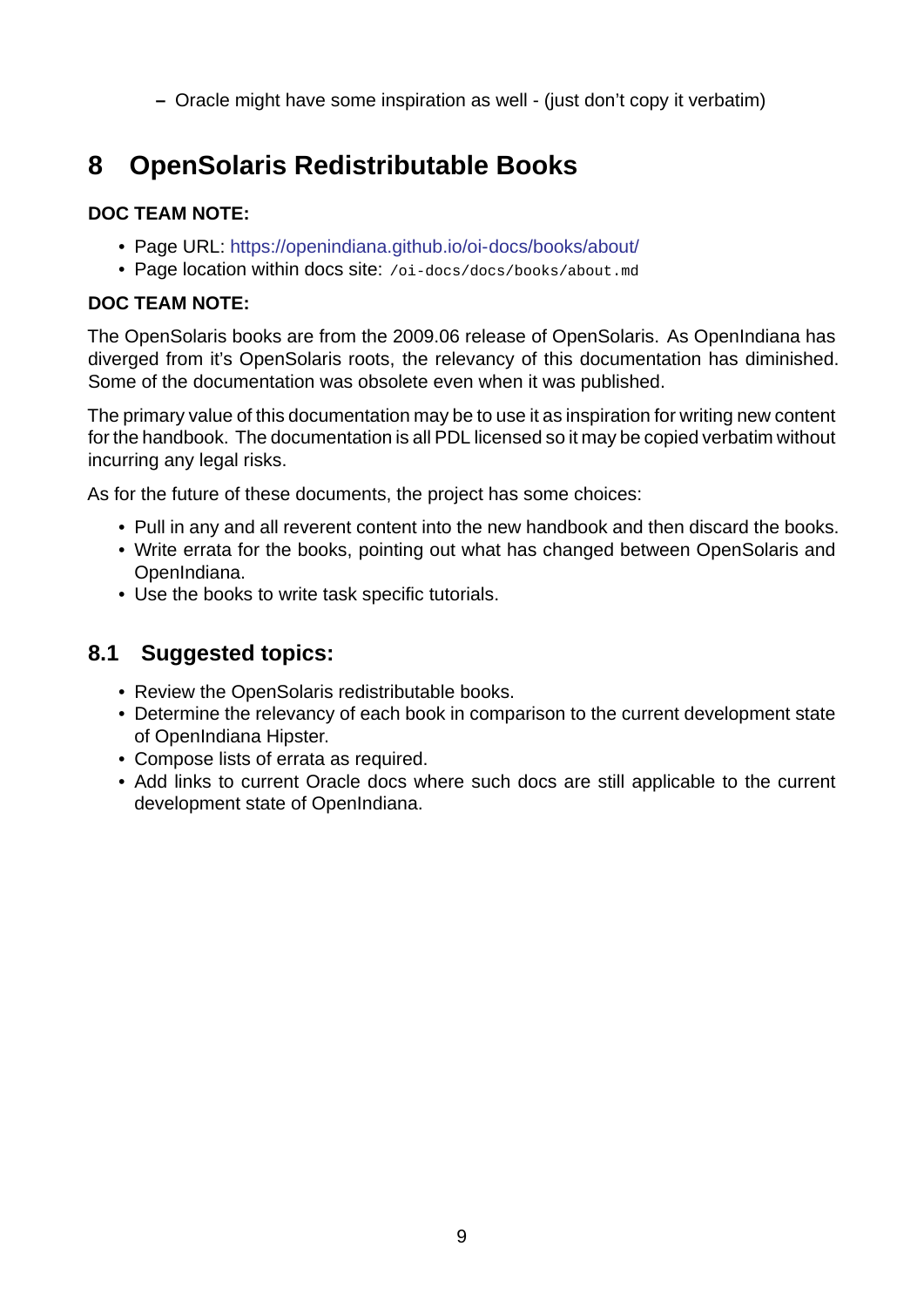- Oracle might have some inspiration as well - (just don't copy it verbatim)

# 8 OpenSolaris Redistributable Books

**DOC TEAM NOTE:**

- Page URL: https://openindiana.github.io/oi-docs/books/about/
- Page location within docs site: `/oi-docs/docs/books/about.md`

**DOC TEAM NOTE:**

The OpenSolaris books are from the 2009.06 release of OpenSolaris. As OpenIndiana has diverged from it's OpenSolaris roots, the relevancy of this documentation has diminished. Some of the documentation was obsolete even when it was published.

The primary value of this documentation may be to use it as inspiration for writing new content for the handbook. The documentation is all PDL licensed so it may be copied verbatim without incurring any legal risks.

As for the future of these documents, the project has some choices:

- Pull in any and all reverent content into the new handbook and then discard the books.
- Write errata for the books, pointing out what has changed between OpenSolaris and OpenIndiana.
- Use the books to write task specific tutorials.

## 8.1 Suggested topics:

- Review the OpenSolaris redistributable books.
- Determine the relevancy of each book in comparison to the current development state of OpenIndiana Hipster.
- Compose lists of errata as required.
- Add links to current Oracle docs where such docs are still applicable to the current development state of OpenIndiana.